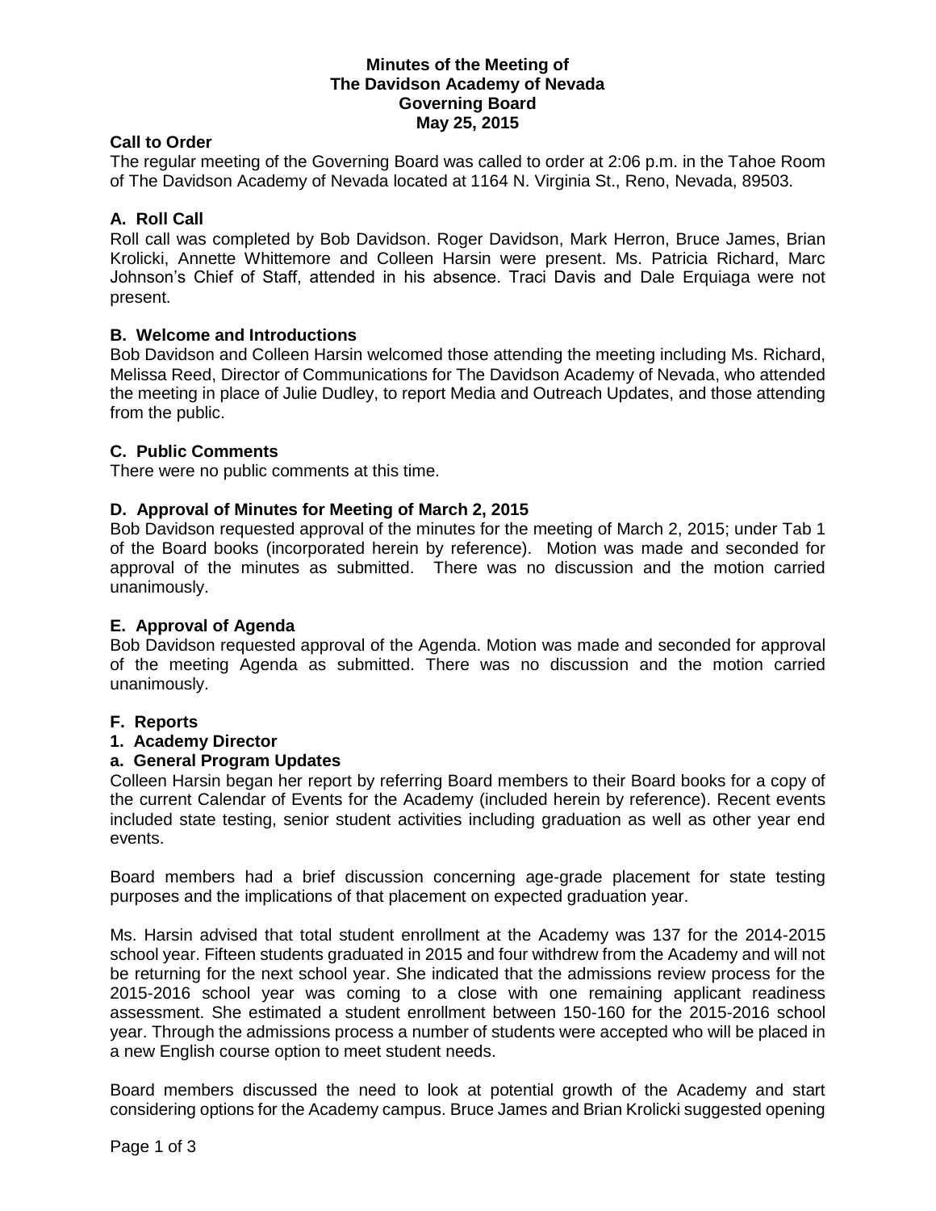# Minutes of the Meeting of The Davidson Academy of Nevada Governing Board May 25, 2015

## Call to Order

The regular meeting of the Governing Board was called to order at 2:06 p.m. in the Tahoe Room of The Davidson Academy of Nevada located at 1164 N. Virginia St., Reno, Nevada, 89503.

## A. Roll Call

Roll call was completed by Bob Davidson. Roger Davidson, Mark Herron, Bruce James, Brian Krolicki, Annette Whittemore and Colleen Harsin were present. Ms. Patricia Richard, Marc Johnson's Chief of Staff, attended in his absence. Traci Davis and Dale Erquiaga were not present.

## B. Welcome and Introductions

Bob Davidson and Colleen Harsin welcomed those attending the meeting including Ms. Richard, Melissa Reed, Director of Communications for The Davidson Academy of Nevada, who attended the meeting in place of Julie Dudley, to report Media and Outreach Updates, and those attending from the public.

## C. Public Comments

There were no public comments at this time.

## D. Approval of Minutes for Meeting of March 2, 2015

Bob Davidson requested approval of the minutes for the meeting of March 2, 2015; under Tab 1 of the Board books (incorporated herein by reference). Motion was made and seconded for approval of the minutes as submitted. There was no discussion and the motion carried unanimously.

## E. Approval of Agenda

Bob Davidson requested approval of the Agenda. Motion was made and seconded for approval of the meeting Agenda as submitted. There was no discussion and the motion carried unanimously.

## F. Reports

### 1. Academy Director

#### a. General Program Updates

Colleen Harsin began her report by referring Board members to their Board books for a copy of the current Calendar of Events for the Academy (included herein by reference). Recent events included state testing, senior student activities including graduation as well as other year end events.

Board members had a brief discussion concerning age-grade placement for state testing purposes and the implications of that placement on expected graduation year.

Ms. Harsin advised that total student enrollment at the Academy was 137 for the 2014-2015 school year. Fifteen students graduated in 2015 and four withdrew from the Academy and will not be returning for the next school year. She indicated that the admissions review process for the 2015-2016 school year was coming to a close with one remaining applicant readiness assessment. She estimated a student enrollment between 150-160 for the 2015-2016 school year. Through the admissions process a number of students were accepted who will be placed in a new English course option to meet student needs.

Board members discussed the need to look at potential growth of the Academy and start considering options for the Academy campus. Bruce James and Brian Krolicki suggested opening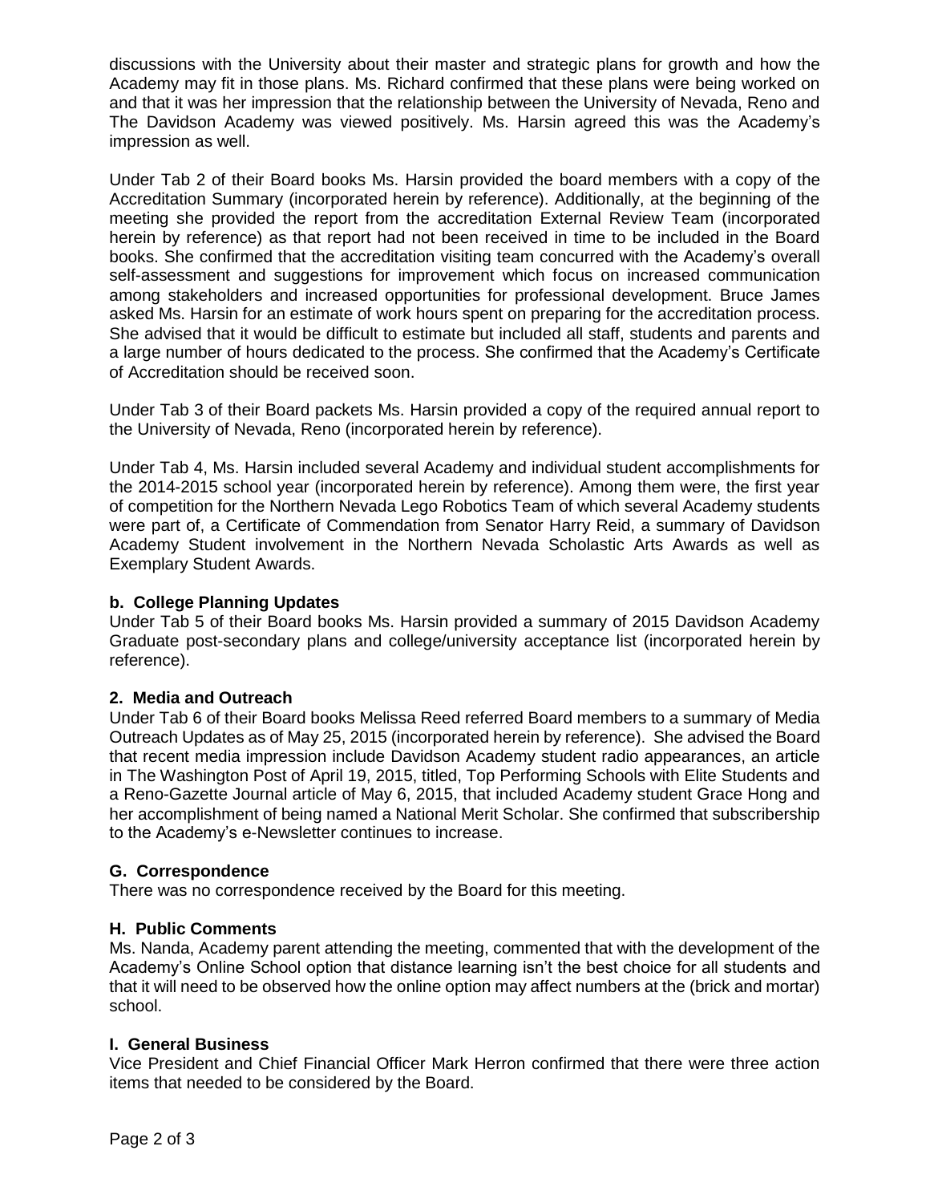discussions with the University about their master and strategic plans for growth and how the Academy may fit in those plans. Ms. Richard confirmed that these plans were being worked on and that it was her impression that the relationship between the University of Nevada, Reno and The Davidson Academy was viewed positively. Ms. Harsin agreed this was the Academy's impression as well.

Under Tab 2 of their Board books Ms. Harsin provided the board members with a copy of the Accreditation Summary (incorporated herein by reference). Additionally, at the beginning of the meeting she provided the report from the accreditation External Review Team (incorporated herein by reference) as that report had not been received in time to be included in the Board books. She confirmed that the accreditation visiting team concurred with the Academy's overall self-assessment and suggestions for improvement which focus on increased communication among stakeholders and increased opportunities for professional development. Bruce James asked Ms. Harsin for an estimate of work hours spent on preparing for the accreditation process. She advised that it would be difficult to estimate but included all staff, students and parents and a large number of hours dedicated to the process. She confirmed that the Academy's Certificate of Accreditation should be received soon.

Under Tab 3 of their Board packets Ms. Harsin provided a copy of the required annual report to the University of Nevada, Reno (incorporated herein by reference).

Under Tab 4, Ms. Harsin included several Academy and individual student accomplishments for the 2014-2015 school year (incorporated herein by reference). Among them were, the first year of competition for the Northern Nevada Lego Robotics Team of which several Academy students were part of, a Certificate of Commendation from Senator Harry Reid, a summary of Davidson Academy Student involvement in the Northern Nevada Scholastic Arts Awards as well as Exemplary Student Awards.

**b. College Planning Updates**

Under Tab 5 of their Board books Ms. Harsin provided a summary of 2015 Davidson Academy Graduate post-secondary plans and college/university acceptance list (incorporated herein by reference).

**2. Media and Outreach**

Under Tab 6 of their Board books Melissa Reed referred Board members to a summary of Media Outreach Updates as of May 25, 2015 (incorporated herein by reference). She advised the Board that recent media impression include Davidson Academy student radio appearances, an article in The Washington Post of April 19, 2015, titled, Top Performing Schools with Elite Students and a Reno-Gazette Journal article of May 6, 2015, that included Academy student Grace Hong and her accomplishment of being named a National Merit Scholar. She confirmed that subscribership to the Academy's e-Newsletter continues to increase.

**G. Correspondence**

There was no correspondence received by the Board for this meeting.

**H. Public Comments**

Ms. Nanda, Academy parent attending the meeting, commented that with the development of the Academy's Online School option that distance learning isn't the best choice for all students and that it will need to be observed how the online option may affect numbers at the (brick and mortar) school.

**I. General Business**

Vice President and Chief Financial Officer Mark Herron confirmed that there were three action items that needed to be considered by the Board.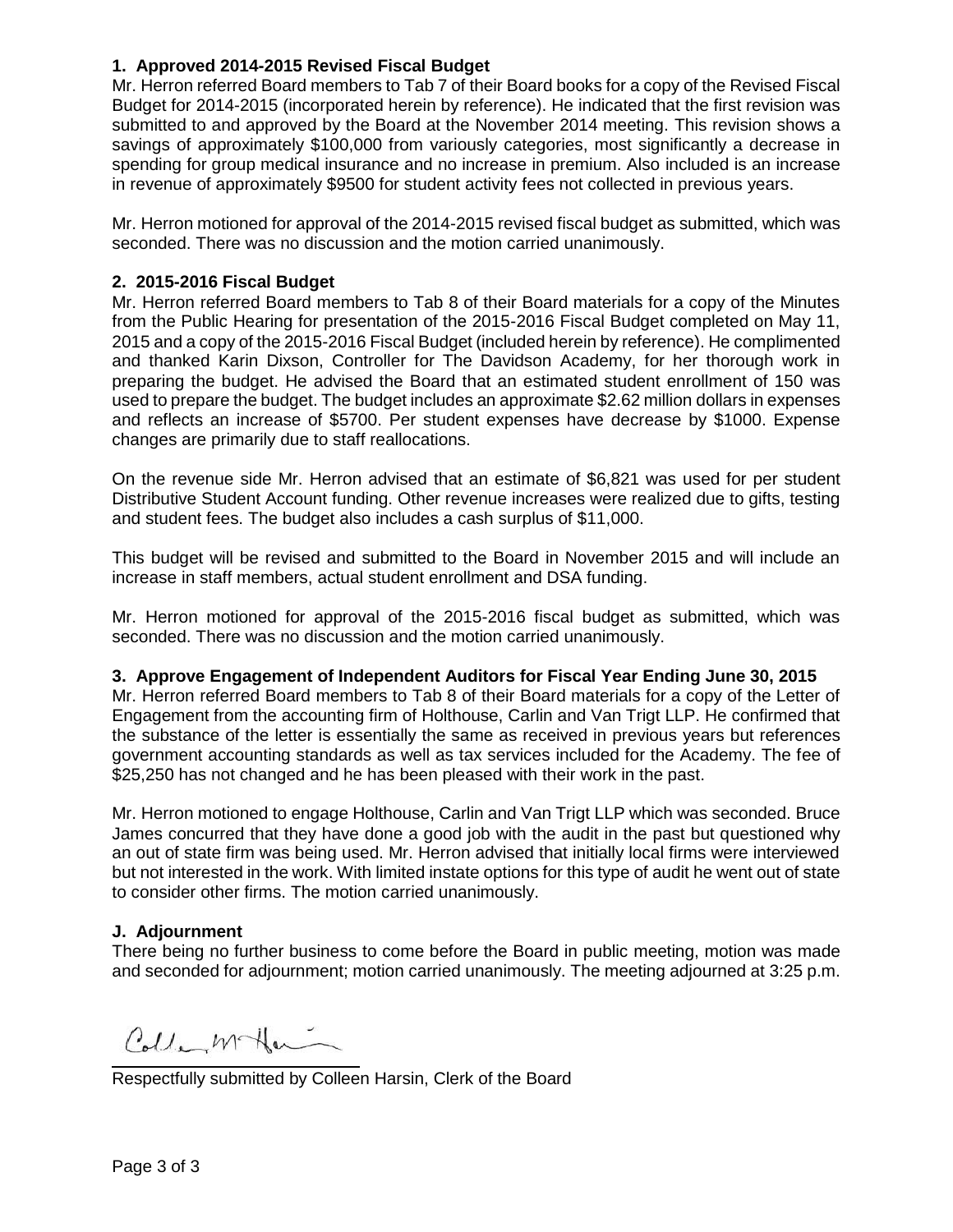### 1. Approved 2014-2015 Revised Fiscal Budget

Mr. Herron referred Board members to Tab 7 of their Board books for a copy of the Revised Fiscal Budget for 2014-2015 (incorporated herein by reference). He indicated that the first revision was submitted to and approved by the Board at the November 2014 meeting. This revision shows a savings of approximately $100,000 from variously categories, most significantly a decrease in spending for group medical insurance and no increase in premium. Also included is an increase in revenue of approximately $9500 for student activity fees not collected in previous years.

Mr. Herron motioned for approval of the 2014-2015 revised fiscal budget as submitted, which was seconded. There was no discussion and the motion carried unanimously.

### 2. 2015-2016 Fiscal Budget

Mr. Herron referred Board members to Tab 8 of their Board materials for a copy of the Minutes from the Public Hearing for presentation of the 2015-2016 Fiscal Budget completed on May 11, 2015 and a copy of the 2015-2016 Fiscal Budget (included herein by reference). He complimented and thanked Karin Dixson, Controller for The Davidson Academy, for her thorough work in preparing the budget. He advised the Board that an estimated student enrollment of 150 was used to prepare the budget. The budget includes an approximate $2.62 million dollars in expenses and reflects an increase of $5700. Per student expenses have decrease by $1000. Expense changes are primarily due to staff reallocations.

On the revenue side Mr. Herron advised that an estimate of $6,821 was used for per student Distributive Student Account funding. Other revenue increases were realized due to gifts, testing and student fees. The budget also includes a cash surplus of $11,000.

This budget will be revised and submitted to the Board in November 2015 and will include an increase in staff members, actual student enrollment and DSA funding.

Mr. Herron motioned for approval of the 2015-2016 fiscal budget as submitted, which was seconded. There was no discussion and the motion carried unanimously.

### 3. Approve Engagement of Independent Auditors for Fiscal Year Ending June 30, 2015

Mr. Herron referred Board members to Tab 8 of their Board materials for a copy of the Letter of Engagement from the accounting firm of Holthouse, Carlin and Van Trigt LLP. He confirmed that the substance of the letter is essentially the same as received in previous years but references government accounting standards as well as tax services included for the Academy. The fee of $25,250 has not changed and he has been pleased with their work in the past.

Mr. Herron motioned to engage Holthouse, Carlin and Van Trigt LLP which was seconded. Bruce James concurred that they have done a good job with the audit in the past but questioned why an out of state firm was being used. Mr. Herron advised that initially local firms were interviewed but not interested in the work. With limited instate options for this type of audit he went out of state to consider other firms. The motion carried unanimously.

## J. Adjournment

There being no further business to come before the Board in public meeting, motion was made and seconded for adjournment; motion carried unanimously. The meeting adjourned at 3:25 p.m.

Respectfully submitted by Colleen Harsin, Clerk of the Board